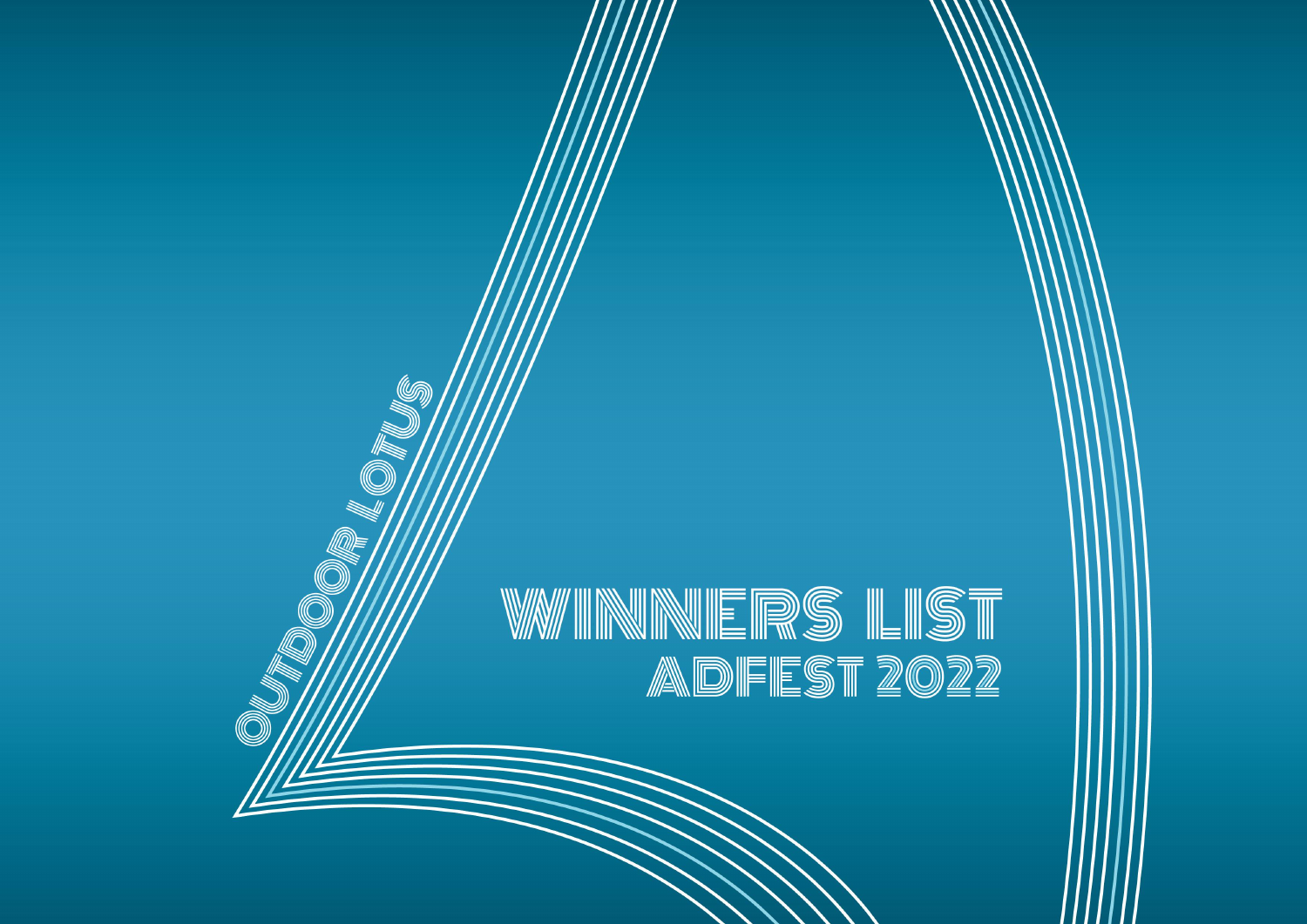OUTDOOR LOTUS

# WINNERS LIST
## ADFEST 2022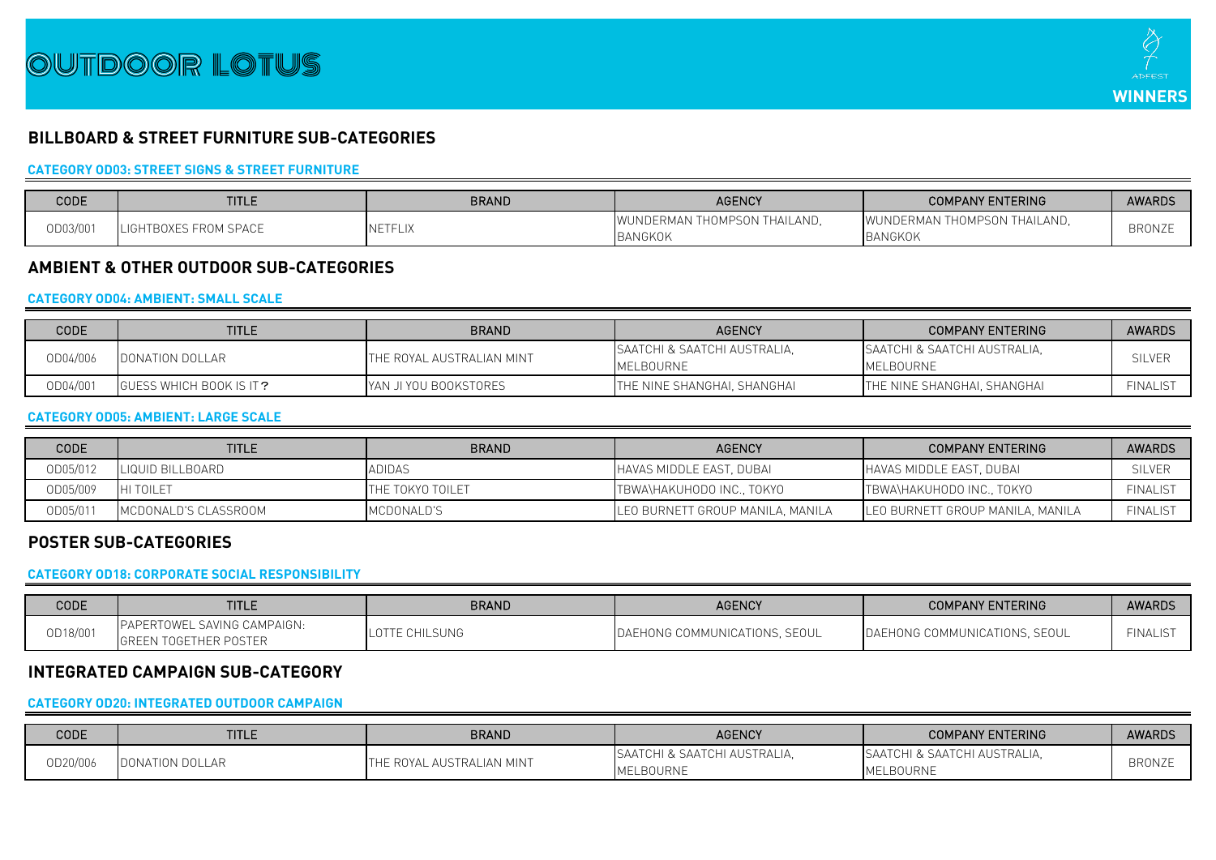# OUTDOOR LOTUS

ADFEST WINNERS

## BILLBOARD & STREET FURNITURE SUB-CATEGORIES

### CATEGORY OD03: STREET SIGNS & STREET FURNITURE

| CODE | TITLE | BRAND | AGENCY | COMPANY ENTERING | AWARDS |
|---|---|---|---|---|---|
| OD03/001 | LIGHTBOXES FROM SPACE | NETFLIX | WUNDERMAN THOMPSON THAILAND, BANGKOK | WUNDERMAN THOMPSON THAILAND, BANGKOK | BRONZE |

## AMBIENT & OTHER OUTDOOR SUB-CATEGORIES

### CATEGORY OD04: AMBIENT: SMALL SCALE

| CODE | TITLE | BRAND | AGENCY | COMPANY ENTERING | AWARDS |
|---|---|---|---|---|---|
| OD04/006 | DONATION DOLLAR | THE ROYAL AUSTRALIAN MINT | SAATCHI & SAATCHI AUSTRALIA, MELBOURNE | SAATCHI & SAATCHI AUSTRALIA, MELBOURNE | SILVER |
| OD04/001 | GUESS WHICH BOOK IS IT? | YAN JI YOU BOOKSTORES | THE NINE SHANGHAI, SHANGHAI | THE NINE SHANGHAI, SHANGHAI | FINALIST |

### CATEGORY OD05: AMBIENT: LARGE SCALE

| CODE | TITLE | BRAND | AGENCY | COMPANY ENTERING | AWARDS |
|---|---|---|---|---|---|
| OD05/012 | LIQUID BILLBOARD | ADIDAS | HAVAS MIDDLE EAST, DUBAI | HAVAS MIDDLE EAST, DUBAI | SILVER |
| OD05/009 | HI TOILET | THE TOKYO TOILET | TBWA\HAKUHODO INC., TOKYO | TBWA\HAKUHODO INC., TOKYO | FINALIST |
| OD05/011 | MCDONALD'S CLASSROOM | MCDONALD'S | LEO BURNETT GROUP MANILA, MANILA | LEO BURNETT GROUP MANILA, MANILA | FINALIST |

## POSTER SUB-CATEGORIES

### CATEGORY OD18: CORPORATE SOCIAL RESPONSIBILITY

| CODE | TITLE | BRAND | AGENCY | COMPANY ENTERING | AWARDS |
|---|---|---|---|---|---|
| OD18/001 | PAPERTOWEL SAVING CAMPAIGN: GREEN TOGETHER POSTER | LOTTE CHILSUNG | DAEHONG COMMUNICATIONS, SEOUL | DAEHONG COMMUNICATIONS, SEOUL | FINALIST |

## INTEGRATED CAMPAIGN SUB-CATEGORY

### CATEGORY OD20: INTEGRATED OUTDOOR CAMPAIGN

| CODE | TITLE | BRAND | AGENCY | COMPANY ENTERING | AWARDS |
|---|---|---|---|---|---|
| OD20/006 | DONATION DOLLAR | THE ROYAL AUSTRALIAN MINT | SAATCHI & SAATCHI AUSTRALIA, MELBOURNE | SAATCHI & SAATCHI AUSTRALIA, MELBOURNE | BRONZE |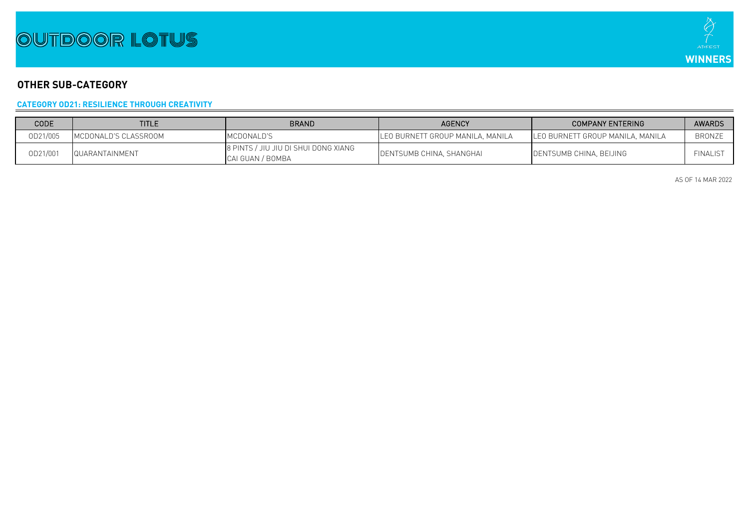# OUTDOOR LOTUS

ADFEST WINNERS

## OTHER SUB-CATEGORY

### CATEGORY OD21: RESILIENCE THROUGH CREATIVITY

| CODE | TITLE | BRAND | AGENCY | COMPANY ENTERING | AWARDS |
| --- | --- | --- | --- | --- | --- |
| OD21/005 | MCDONALD'S CLASSROOM | MCDONALD'S | LEO BURNETT GROUP MANILA, MANILA | LEO BURNETT GROUP MANILA, MANILA | BRONZE |
| OD21/001 | QUARANTAINMENT | 8 PINTS / JIU JIU DI SHUI DONG XIANG CAI GUAN / BOMBA | DENTSUMB CHINA, SHANGHAI | DENTSUMB CHINA, BEIJING | FINALIST |

AS OF 14 MAR 2022